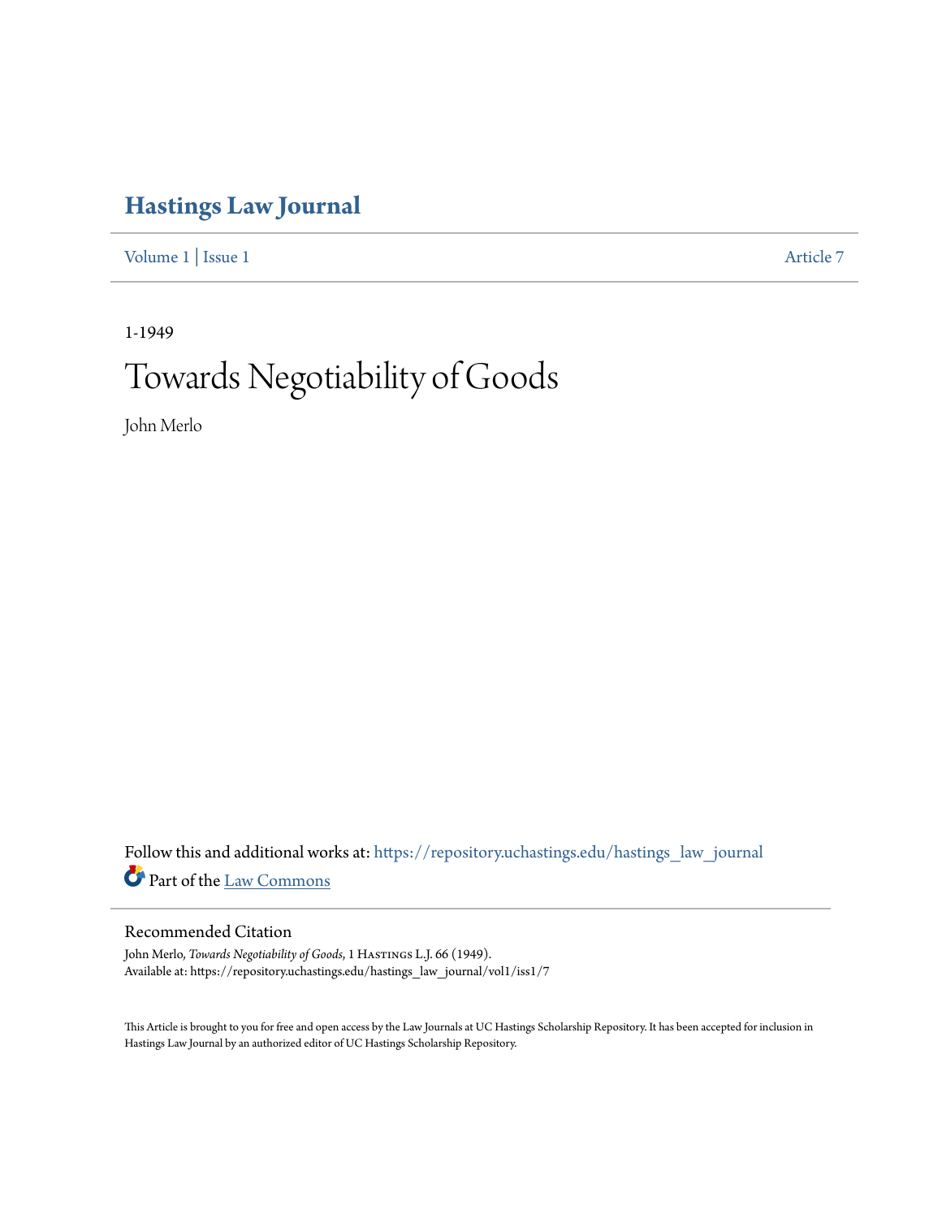# Hastings Law Journal

Volume 1 | Issue 1 Article 7

1-1949

# Towards Negotiability of Goods

John Merlo

Follow this and additional works at: https://repository.uchastings.edu/hastings_law_journal

Part of the Law Commons

## Recommended Citation

John Merlo, *Towards Negotiability of Goods*, 1 Hastings L.J. 66 (1949).
Available at: https://repository.uchastings.edu/hastings_law_journal/vol1/iss1/7

This Article is brought to you for free and open access by the Law Journals at UC Hastings Scholarship Repository. It has been accepted for inclusion in Hastings Law Journal by an authorized editor of UC Hastings Scholarship Repository.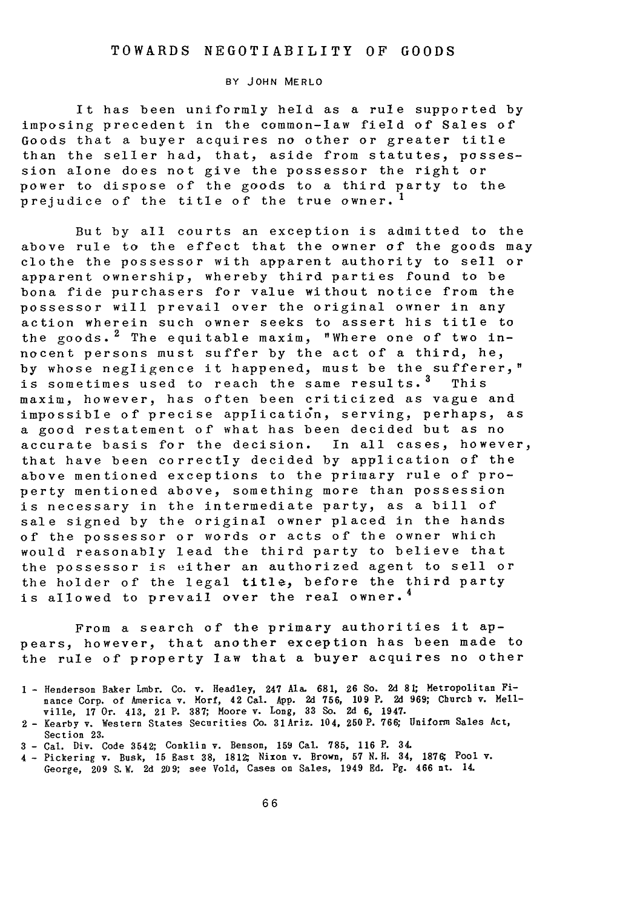# TOWARDS NEGOTIABILITY OF GOODS

BY JOHN MERLO

It has been uniformly held as a rule supported by imposing precedent in the common-law field of Sales of Goods that a buyer acquires no other or greater title than the seller had, that, aside from statutes, possession alone does not give the possessor the right or power to dispose of the goods to a third party to the prejudice of the title of the true owner.[1]

But by all courts an exception is admitted to the above rule to the effect that the owner of the goods may clothe the possessor with apparent authority to sell or apparent ownership, whereby third parties found to be bona fide purchasers for value without notice from the possessor will prevail over the original owner in any action wherein such owner seeks to assert his title to the goods.[2] The equitable maxim, "Where one of two innocent persons must suffer by the act of a third, he, by whose negligence it happened, must be the sufferer," is sometimes used to reach the same results.[3] This maxim, however, has often been criticized as vague and impossible of precise application, serving, perhaps, as a good restatement of what has been decided but as no accurate basis for the decision. In all cases, however, that have been correctly decided by application of the above mentioned exceptions to the primary rule of property mentioned above, something more than possession is necessary in the intermediate party, as a bill of sale signed by the original owner placed in the hands of the possessor or words or acts of the owner which would reasonably lead the third party to believe that the possessor is either an authorized agent to sell or the holder of the legal title, before the third party is allowed to prevail over the real owner.[4]

From a search of the primary authorities it appears, however, that another exception has been made to the rule of property law that a buyer acquires no other

1 - Henderson Baker Lmbr. Co. v. Headley, 247 Ala. 681, 26 So. 2d 81; Metropolitan Finance Corp. of America v. Morf, 42 Cal. App. 2d 756, 109 P. 2d 969; Church v. Mellville, 17 Or. 413, 21 P. 387; Moore v. Long, 33 So. 2d 6, 1947.

2 - Kearby v. Western States Securities Co. 31 Ariz. 104, 250 P. 766; Uniform Sales Act, Section 23.

3 - Cal. Div. Code 3542; Conklin v. Benson, 159 Cal. 785, 116 P. 34.

4 - Pickering v. Busk, 15 East 38, 1812; Nixon v. Brown, 57 N.H. 34, 1876; Pool v. George, 209 S.W. 2d 209; see Vold, Cases on Sales, 1949 Ed. Pg. 466 nt. 14.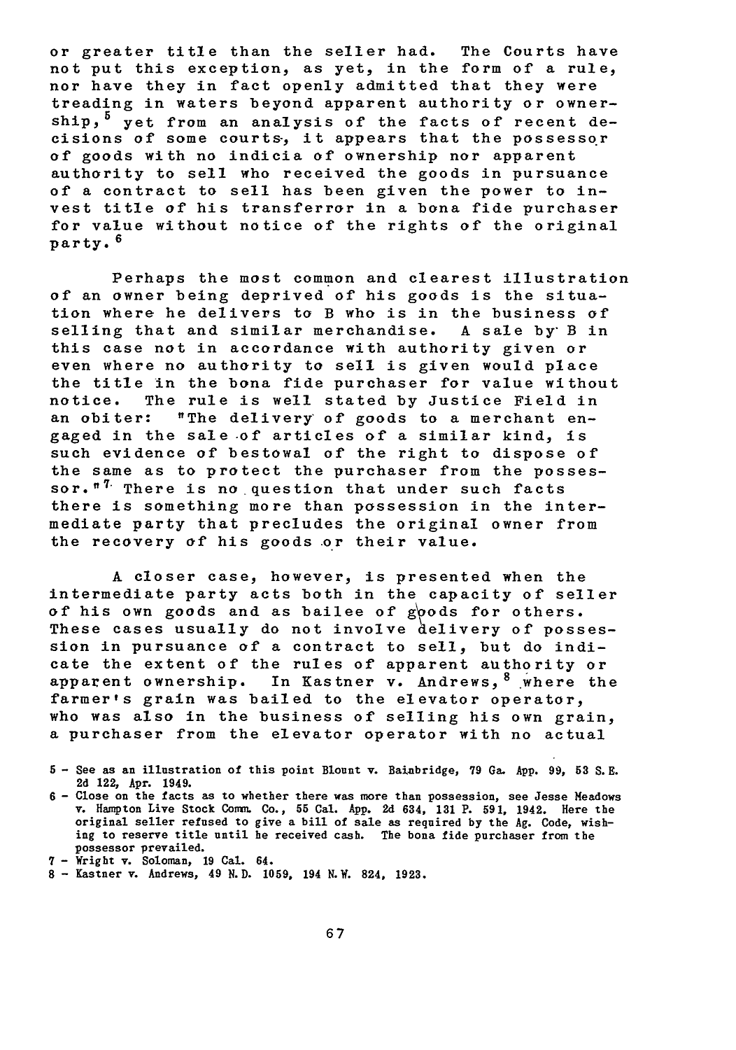or greater title than the seller had. The Courts have not put this exception, as yet, in the form of a rule, nor have they in fact openly admitted that they were treading in waters beyond apparent authority or ownership,[5] yet from an analysis of the facts of recent decisions of some courts, it appears that the possessor of goods with no indicia of ownership nor apparent authority to sell who received the goods in pursuance of a contract to sell has been given the power to invest title of his transferror in a bona fide purchaser for value without notice of the rights of the original party.[6]

Perhaps the most common and clearest illustration of an owner being deprived of his goods is the situation where he delivers to B who is in the business of selling that and similar merchandise. A sale by B in this case not in accordance with authority given or even where no authority to sell is given would place the title in the bona fide purchaser for value without notice. The rule is well stated by Justice Field in an obiter: "The delivery of goods to a merchant engaged in the sale of articles of a similar kind, is such evidence of bestowal of the right to dispose of the same as to protect the purchaser from the possessor."[7] There is no question that under such facts there is something more than possession in the intermediate party that precludes the original owner from the recovery of his goods or their value.

A closer case, however, is presented when the intermediate party acts both in the capacity of seller of his own goods and as bailee of goods for others. These cases usually do not involve delivery of possession in pursuance of a contract to sell, but do indicate the extent of the rules of apparent authority or apparent ownership. In Kastner v. Andrews,[8] where the farmer's grain was bailed to the elevator operator, who was also in the business of selling his own grain, a purchaser from the elevator operator with no actual

---

5 - See as an illustration of this point Blount v. Bainbridge, 79 Ga. App. 99, 53 S.E. 2d 122, Apr. 1949.

6 - Close on the facts as to whether there was more than possession, see Jesse Meadows v. Hampton Live Stock Comm. Co., 55 Cal. App. 2d 634, 131 P. 591, 1942. Here the original seller refused to give a bill of sale as required by the Ag. Code, wishing to reserve title until he received cash. The bona fide purchaser from the possessor prevailed.

7 - Wright v. Soloman, 19 Cal. 64.

8 - Kastner v. Andrews, 49 N.D. 1059, 194 N.W. 824, 1923.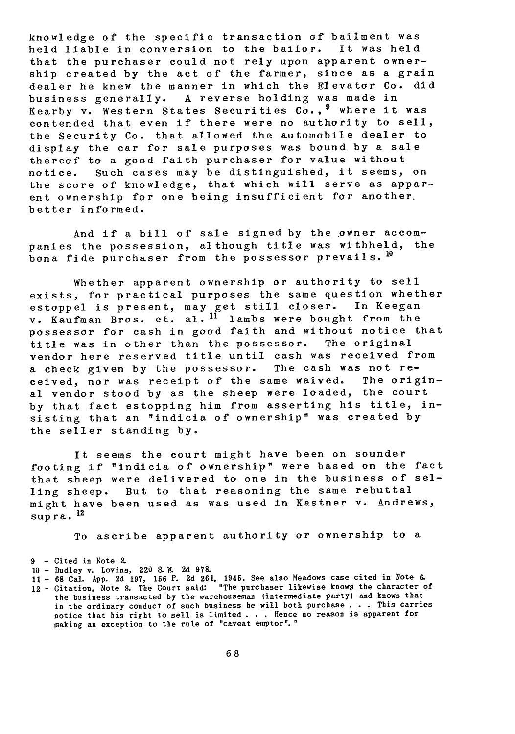knowledge of the specific transaction of bailment was held liable in conversion to the bailor. It was held that the purchaser could not rely upon apparent ownership created by the act of the farmer, since as a grain dealer he knew the manner in which the Elevator Co. did business generally. A reverse holding was made in Kearby v. Western States Securities Co.,[9] where it was contended that even if there were no authority to sell, the Security Co. that allowed the automobile dealer to display the car for sale purposes was bound by a sale thereof to a good faith purchaser for value without notice. Such cases may be distinguished, it seems, on the score of knowledge, that which will serve as apparent ownership for one being insufficient for another better informed.

And if a bill of sale signed by the owner accompanies the possession, although title was withheld, the bona fide purchaser from the possessor prevails.[10]

Whether apparent ownership or authority to sell exists, for practical purposes the same question whether estoppel is present, may get still closer. In Keegan v. Kaufman Bros. et. al.[11] lambs were bought from the possessor for cash in good faith and without notice that title was in other than the possessor. The original vendor here reserved title until cash was received from a check given by the possessor. The cash was not received, nor was receipt of the same waived. The original vendor stood by as the sheep were loaded, the court by that fact estopping him from asserting his title, insisting that an "indicia of ownership" was created by the seller standing by.

It seems the court might have been on sounder footing if "indicia of ownership" were based on the fact that sheep were delivered to one in the business of selling sheep. But to that reasoning the same rebuttal might have been used as was used in Kastner v. Andrews, supra.[12]

To ascribe apparent authority or ownership to a

9 - Cited in Note 2.

10 - Dudley v. Lovins, 220 S. W. 2d 978.

11 - 68 Cal. App. 2d 197, 156 P. 2d 261, 1945. See also Meadows case cited in Note 6.

12 - Citation, Note 8. The Court said: "The purchaser likewise knows the character of the business transacted by the warehouseman (intermediate party) and knows that in the ordinary conduct of such business he will both purchase . . . This carries notice that his right to sell is limited . . . Hence no reason is apparent for making an exception to the rule of "caveat emptor"."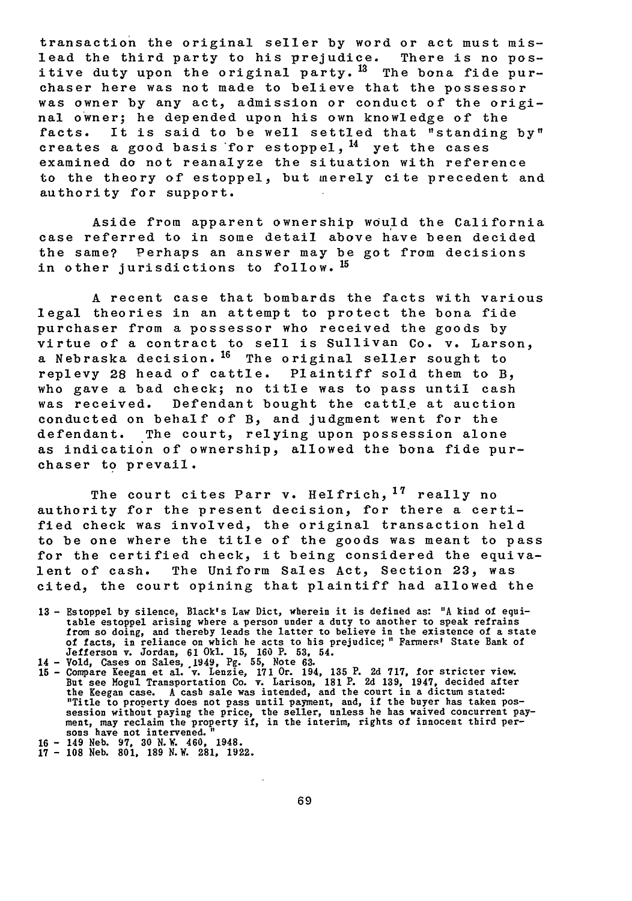transaction the original seller by word or act must mislead the third party to his prejudice. There is no positive duty upon the original party.[13] The bona fide purchaser here was not made to believe that the possessor was owner by any act, admission or conduct of the original owner; he depended upon his own knowledge of the facts. It is said to be well settled that "standing by" creates a good basis for estoppel,[14] yet the cases examined do not reanalyze the situation with reference to the theory of estoppel, but merely cite precedent and authority for support.

Aside from apparent ownership would the California case referred to in some detail above have been decided the same? Perhaps an answer may be got from decisions in other jurisdictions to follow.[15]

A recent case that bombards the facts with various legal theories in an attempt to protect the bona fide purchaser from a possessor who received the goods by virtue of a contract to sell is Sullivan Co. v. Larson, a Nebraska decision.[16] The original seller sought to replevy 28 head of cattle. Plaintiff sold them to B, who gave a bad check; no title was to pass until cash was received. Defendant bought the cattle at auction conducted on behalf of B, and judgment went for the defendant. The court, relying upon possession alone as indication of ownership, allowed the bona fide purchaser to prevail.

The court cites Parr v. Helfrich,[17] really no authority for the present decision, for there a certified check was involved, the original transaction held to be one where the title of the goods was meant to pass for the certified check, it being considered the equivalent of cash. The Uniform Sales Act, Section 23, was cited, the court opining that plaintiff had allowed the

13 - Estoppel by silence, Black's Law Dict, wherein it is defined as: "A kind of equitable estoppel arising where a person under a duty to another to speak refrains from so doing, and thereby leads the latter to believe in the existence of a state of facts, in reliance on which he acts to his prejudice;" Farmers' State Bank of Jefferson v. Jordan, 61 Okl. 15, 160 P. 53, 54.

14 - Vold, Cases on Sales, 1949, Pg. 55, Note 63.

15 - Compare Keegan et al. v. Lenzie, 171 Or. 194, 135 P. 2d 717, for stricter view. But see Mogul Transportation Co. v. Larison, 181 P. 2d 139, 1947, decided after the Keegan case. A cash sale was intended, and the court in a dictum stated: "Title to property does not pass until payment, and, if the buyer has taken possession without paying the price, the seller, unless he has waived concurrent payment, may reclaim the property if, in the interim, rights of innocent third persons have not intervened."

16 - 149 Neb. 97, 30 N.W. 460, 1948.

17 - 108 Neb. 801, 189 N.W. 281, 1922.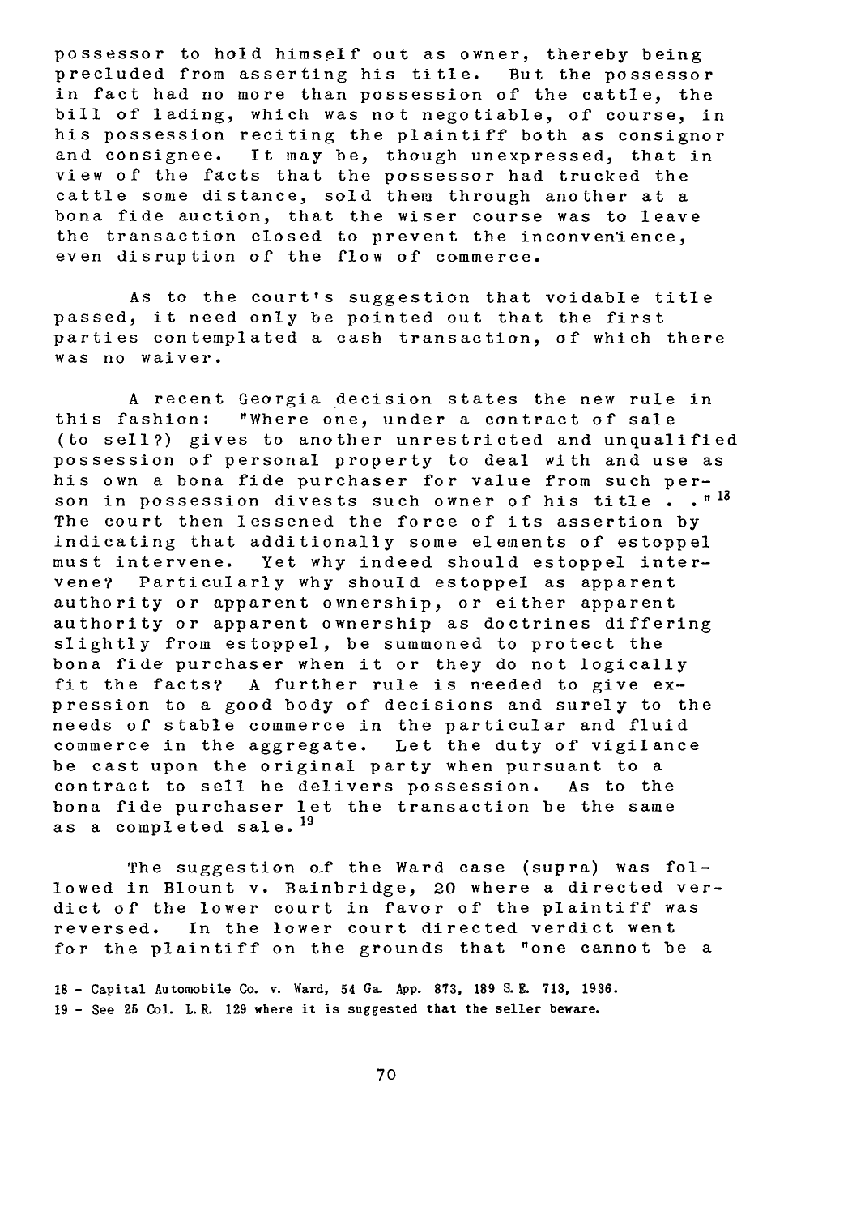possessor to hold himself out as owner, thereby being precluded from asserting his title. But the possessor in fact had no more than possession of the cattle, the bill of lading, which was not negotiable, of course, in his possession reciting the plaintiff both as consignor and consignee. It may be, though unexpressed, that in view of the facts that the possessor had trucked the cattle some distance, sold them through another at a bona fide auction, that the wiser course was to leave the transaction closed to prevent the inconvenience, even disruption of the flow of commerce.

As to the court's suggestion that voidable title passed, it need only be pointed out that the first parties contemplated a cash transaction, of which there was no waiver.

A recent Georgia decision states the new rule in this fashion: "Where one, under a contract of sale (to sell?) gives to another unrestricted and unqualified possession of personal property to deal with and use as his own a bona fide purchaser for value from such person in possession divests such owner of his title . . ."[18] The court then lessened the force of its assertion by indicating that additionally some elements of estoppel must intervene. Yet why indeed should estoppel intervene? Particularly why should estoppel as apparent authority or apparent ownership, or either apparent authority or apparent ownership as doctrines differing slightly from estoppel, be summoned to protect the bona fide purchaser when it or they do not logically fit the facts? A further rule is needed to give expression to a good body of decisions and surely to the needs of stable commerce in the particular and fluid commerce in the aggregate. Let the duty of vigilance be cast upon the original party when pursuant to a contract to sell he delivers possession. As to the bona fide purchaser let the transaction be the same as a completed sale.[19]

The suggestion of the Ward case (supra) was followed in Blount v. Bainbridge, 20 where a directed verdict of the lower court in favor of the plaintiff was reversed. In the lower court directed verdict went for the plaintiff on the grounds that "one cannot be a

18 - Capital Automobile Co. v. Ward, 54 Ga. App. 873, 189 S. E. 713, 1936.

19 - See 25 Col. L. R. 129 where it is suggested that the seller beware.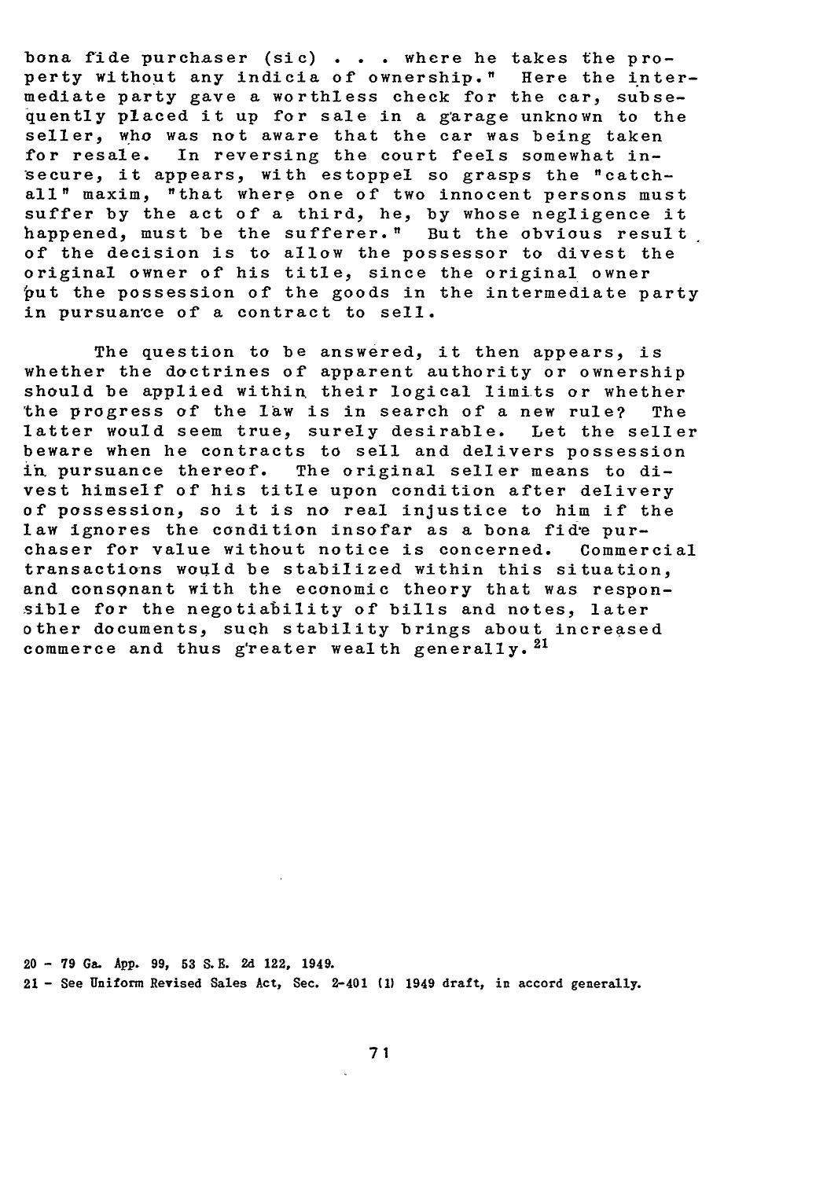bona fide purchaser (sic) . . . where he takes the property without any indicia of ownership." Here the intermediate party gave a worthless check for the car, subsequently placed it up for sale in a garage unknown to the seller, who was not aware that the car was being taken for resale. In reversing the court feels somewhat insecure, it appears, with estoppel so grasps the "catch-all" maxim, "that where one of two innocent persons must suffer by the act of a third, he, by whose negligence it happened, must be the sufferer." But the obvious result of the decision is to allow the possessor to divest the original owner of his title, since the original owner put the possession of the goods in the intermediate party in pursuance of a contract to sell.

The question to be answered, it then appears, is whether the doctrines of apparent authority or ownership should be applied within their logical limits or whether the progress of the law is in search of a new rule? The latter would seem true, surely desirable. Let the seller beware when he contracts to sell and delivers possession in pursuance thereof. The original seller means to divest himself of his title upon condition after delivery of possession, so it is no real injustice to him if the law ignores the condition insofar as a bona fide purchaser for value without notice is concerned. Commercial transactions would be stabilized within this situation, and consonant with the economic theory that was responsible for the negotiability of bills and notes, later other documents, such stability brings about increased commerce and thus greater wealth generally.[21]

20 - 79 Ga. App. 99, 53 S.E. 2d 122, 1949.

21 - See Uniform Revised Sales Act, Sec. 2-401 (1) 1949 draft, in accord generally.